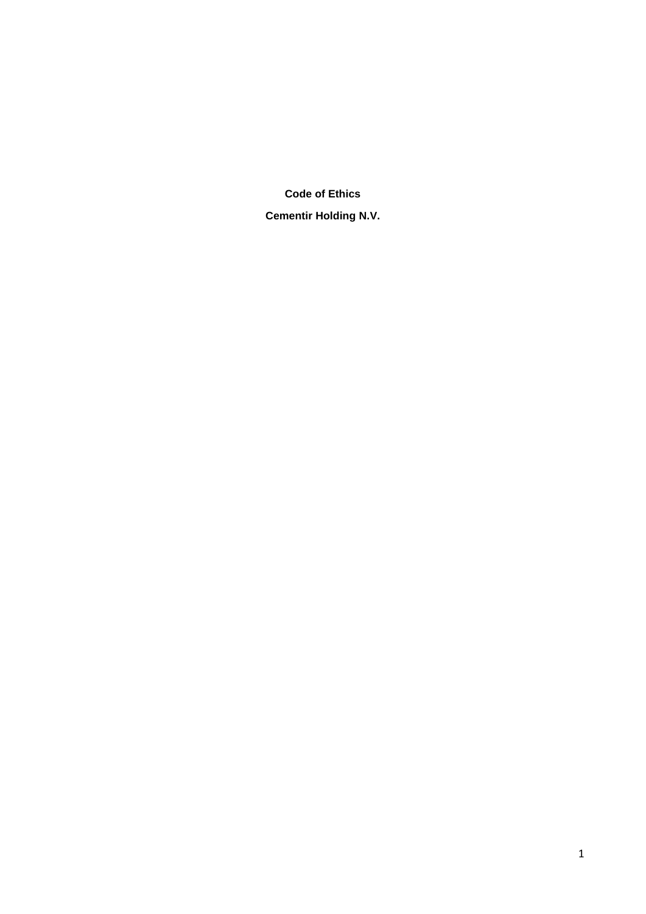# Code of Ethics

## Cementir Holding N.V.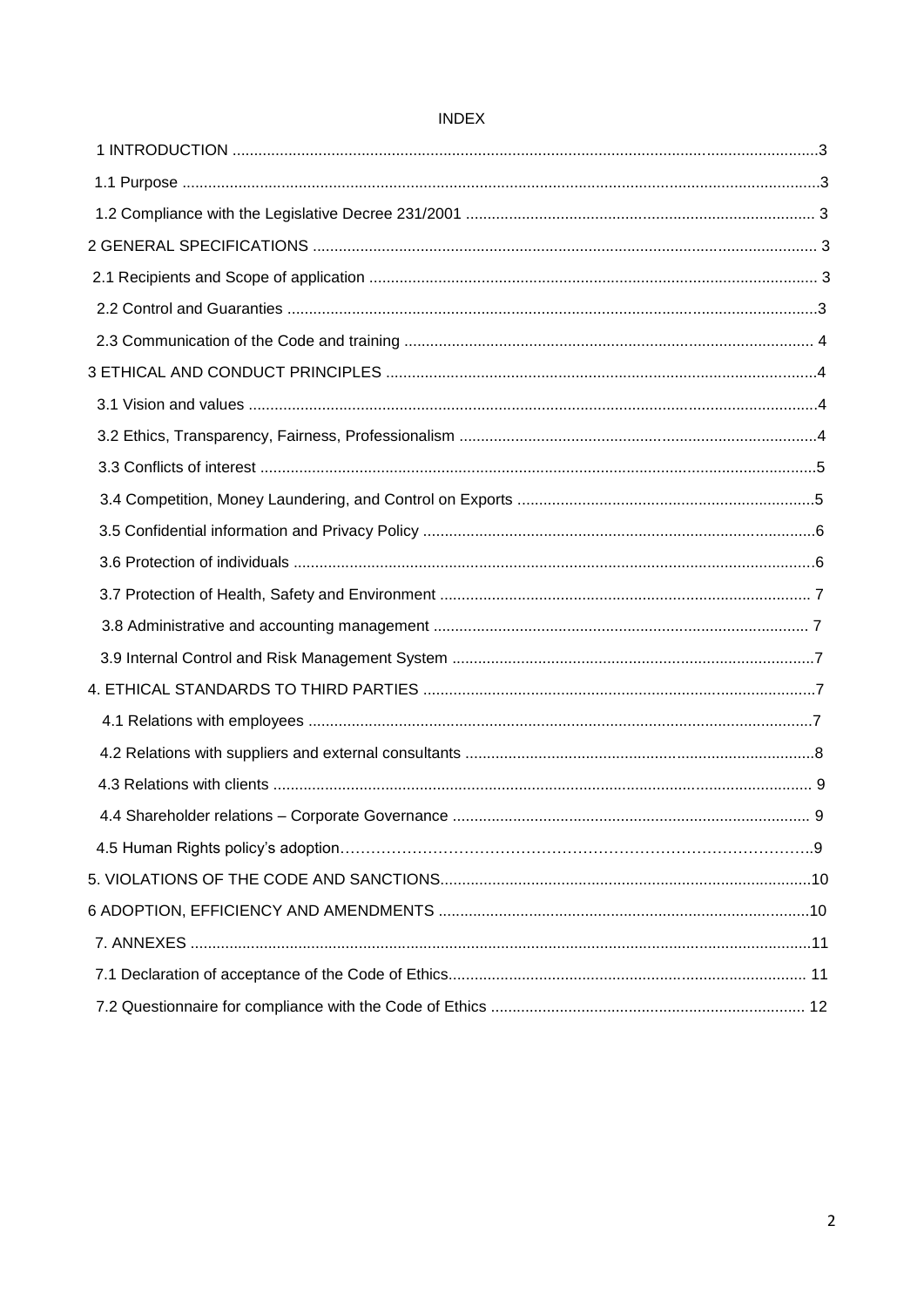INDEX

1 INTRODUCTION .......................................................................................................................................3

1.1 Purpose ..................................................................................................................................................3

1.2 Compliance with the Legislative Decree 231/2001 ................................................................................ 3

2 GENERAL SPECIFICATIONS ................................................................................................................... 3

2.1 Recipients and Scope of application ...................................................................................................... 3

2.2 Control and Guaranties ..........................................................................................................................3

2.3 Communication of the Code and training .............................................................................................. 4

3 ETHICAL AND CONDUCT PRINCIPLES ...................................................................................................4

3.1 Vision and values ..................................................................................................................................4

3.2 Ethics, Transparency, Fairness, Professionalism ..................................................................................4

3.3 Conflicts of interest ................................................................................................................................5

3.4 Competition, Money Laundering, and Control on Exports ....................................................................5

3.5 Confidential information and Privacy Policy ..........................................................................................6

3.6 Protection of individuals ........................................................................................................................6

3.7 Protection of Health, Safety and Environment ..................................................................................... 7

3.8 Administrative and accounting management ...................................................................................... 7

3.9 Internal Control and Risk Management System ...................................................................................7

4. ETHICAL STANDARDS TO THIRD PARTIES ..........................................................................................7

4.1 Relations with employees ...................................................................................................................7

4.2 Relations with suppliers and external consultants ................................................................................8

4.3 Relations with clients ........................................................................................................................... 9

4.4 Shareholder relations – Corporate Governance .................................................................................. 9

4.5 Human Rights policy's adoption………………………………………………………………………………..9

5. VIOLATIONS OF THE CODE AND SANCTIONS.....................................................................................10

6 ADOPTION, EFFICIENCY AND AMENDMENTS .....................................................................................10

7. ANNEXES ...............................................................................................................................................11

7.1 Declaration of acceptance of the Code of Ethics.................................................................................. 11

7.2 Questionnaire for compliance with the Code of Ethics ........................................................................ 12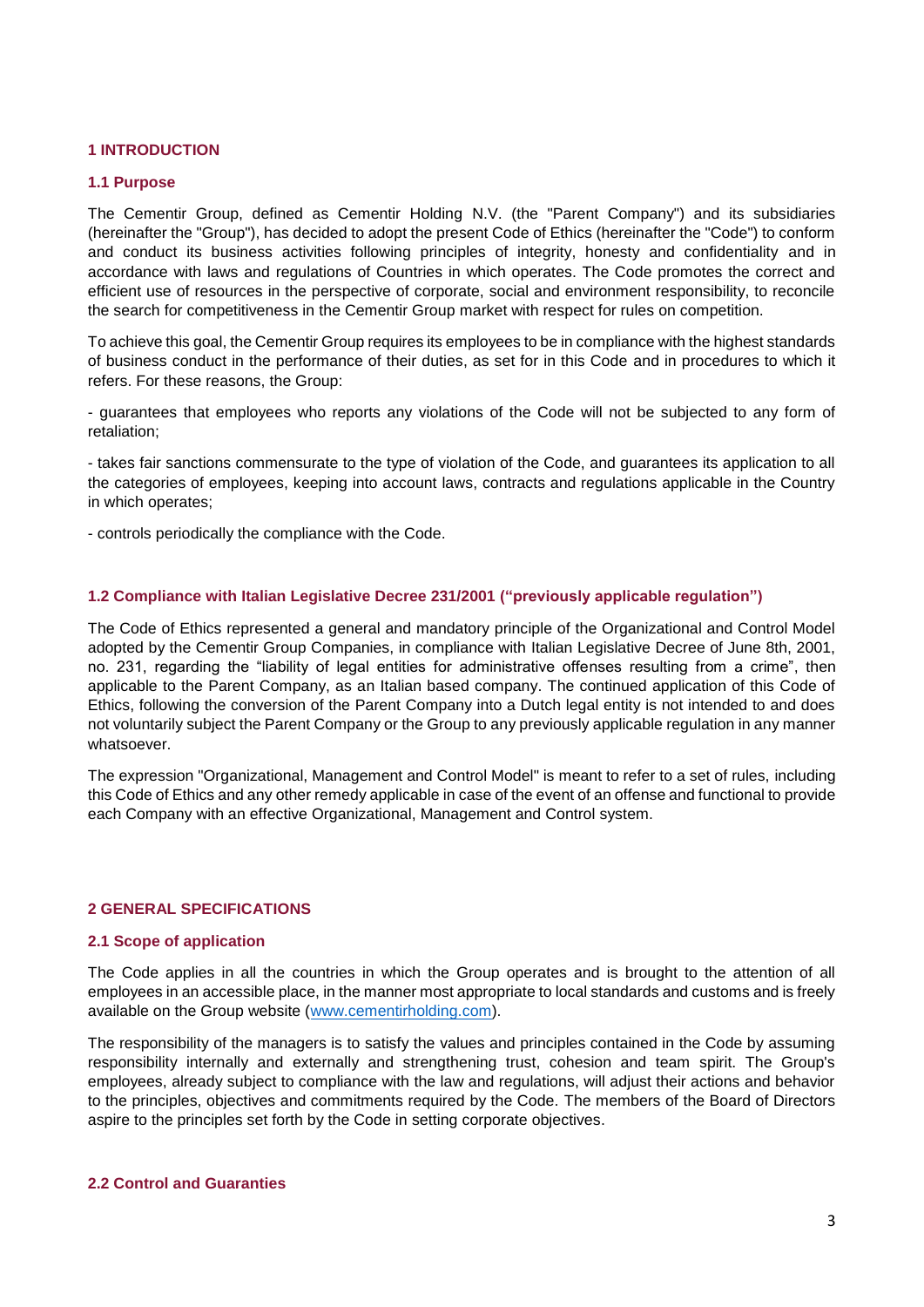## 1 INTRODUCTION

### 1.1 Purpose

The Cementir Group, defined as Cementir Holding N.V. (the "Parent Company") and its subsidiaries (hereinafter the "Group"), has decided to adopt the present Code of Ethics (hereinafter the "Code") to conform and conduct its business activities following principles of integrity, honesty and confidentiality and in accordance with laws and regulations of Countries in which operates. The Code promotes the correct and efficient use of resources in the perspective of corporate, social and environment responsibility, to reconcile the search for competitiveness in the Cementir Group market with respect for rules on competition.

To achieve this goal, the Cementir Group requires its employees to be in compliance with the highest standards of business conduct in the performance of their duties, as set for in this Code and in procedures to which it refers. For these reasons, the Group:

- guarantees that employees who reports any violations of the Code will not be subjected to any form of retaliation;

- takes fair sanctions commensurate to the type of violation of the Code, and guarantees its application to all the categories of employees, keeping into account laws, contracts and regulations applicable in the Country in which operates;

- controls periodically the compliance with the Code.

### 1.2 Compliance with Italian Legislative Decree 231/2001 ("previously applicable regulation")

The Code of Ethics represented a general and mandatory principle of the Organizational and Control Model adopted by the Cementir Group Companies, in compliance with Italian Legislative Decree of June 8th, 2001, no. 231, regarding the "liability of legal entities for administrative offenses resulting from a crime", then applicable to the Parent Company, as an Italian based company. The continued application of this Code of Ethics, following the conversion of the Parent Company into a Dutch legal entity is not intended to and does not voluntarily subject the Parent Company or the Group to any previously applicable regulation in any manner whatsoever.

The expression "Organizational, Management and Control Model" is meant to refer to a set of rules, including this Code of Ethics and any other remedy applicable in case of the event of an offense and functional to provide each Company with an effective Organizational, Management and Control system.

## 2 GENERAL SPECIFICATIONS

### 2.1 Scope of application

The Code applies in all the countries in which the Group operates and is brought to the attention of all employees in an accessible place, in the manner most appropriate to local standards and customs and is freely available on the Group website (www.cementirholding.com).

The responsibility of the managers is to satisfy the values and principles contained in the Code by assuming responsibility internally and externally and strengthening trust, cohesion and team spirit. The Group's employees, already subject to compliance with the law and regulations, will adjust their actions and behavior to the principles, objectives and commitments required by the Code. The members of the Board of Directors aspire to the principles set forth by the Code in setting corporate objectives.

### 2.2 Control and Guaranties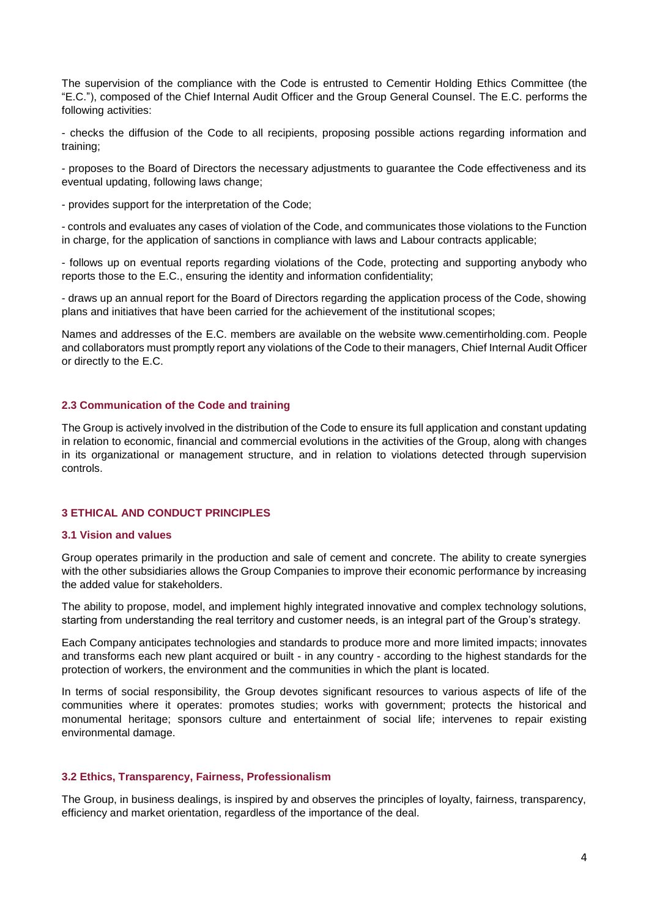The supervision of the compliance with the Code is entrusted to Cementir Holding Ethics Committee (the "E.C."), composed of the Chief Internal Audit Officer and the Group General Counsel. The E.C. performs the following activities:

- checks the diffusion of the Code to all recipients, proposing possible actions regarding information and training;

- proposes to the Board of Directors the necessary adjustments to guarantee the Code effectiveness and its eventual updating, following laws change;

- provides support for the interpretation of the Code;

- controls and evaluates any cases of violation of the Code, and communicates those violations to the Function in charge, for the application of sanctions in compliance with laws and Labour contracts applicable;

- follows up on eventual reports regarding violations of the Code, protecting and supporting anybody who reports those to the E.C., ensuring the identity and information confidentiality;

- draws up an annual report for the Board of Directors regarding the application process of the Code, showing plans and initiatives that have been carried for the achievement of the institutional scopes;

Names and addresses of the E.C. members are available on the website www.cementirholding.com. People and collaborators must promptly report any violations of the Code to their managers, Chief Internal Audit Officer or directly to the E.C.

### 2.3 Communication of the Code and training

The Group is actively involved in the distribution of the Code to ensure its full application and constant updating in relation to economic, financial and commercial evolutions in the activities of the Group, along with changes in its organizational or management structure, and in relation to violations detected through supervision controls.

## 3 ETHICAL AND CONDUCT PRINCIPLES

### 3.1 Vision and values

Group operates primarily in the production and sale of cement and concrete. The ability to create synergies with the other subsidiaries allows the Group Companies to improve their economic performance by increasing the added value for stakeholders.

The ability to propose, model, and implement highly integrated innovative and complex technology solutions, starting from understanding the real territory and customer needs, is an integral part of the Group's strategy.

Each Company anticipates technologies and standards to produce more and more limited impacts; innovates and transforms each new plant acquired or built - in any country - according to the highest standards for the protection of workers, the environment and the communities in which the plant is located.

In terms of social responsibility, the Group devotes significant resources to various aspects of life of the communities where it operates: promotes studies; works with government; protects the historical and monumental heritage; sponsors culture and entertainment of social life; intervenes to repair existing environmental damage.

### 3.2 Ethics, Transparency, Fairness, Professionalism

The Group, in business dealings, is inspired by and observes the principles of loyalty, fairness, transparency, efficiency and market orientation, regardless of the importance of the deal.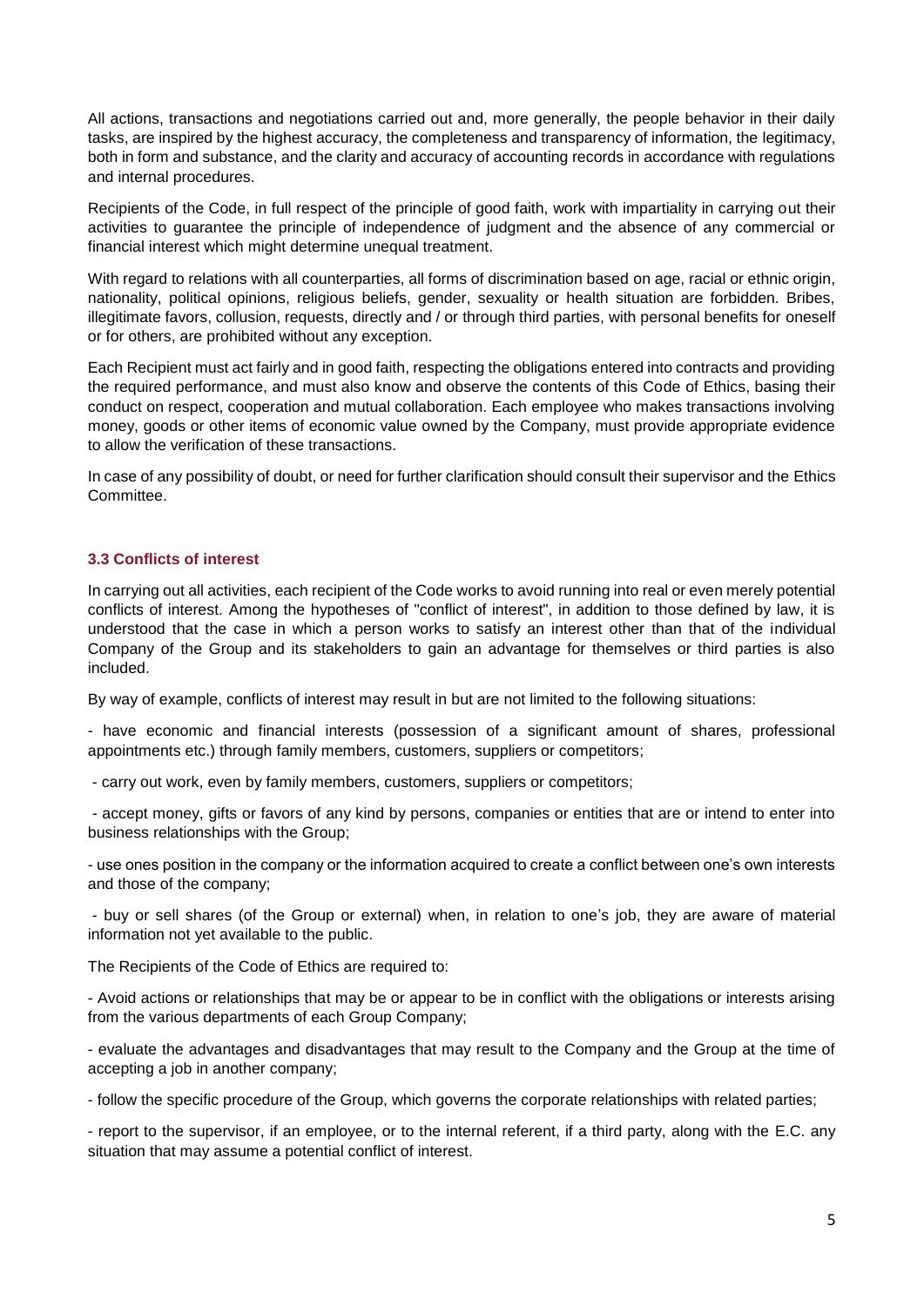All actions, transactions and negotiations carried out and, more generally, the people behavior in their daily tasks, are inspired by the highest accuracy, the completeness and transparency of information, the legitimacy, both in form and substance, and the clarity and accuracy of accounting records in accordance with regulations and internal procedures.

Recipients of the Code, in full respect of the principle of good faith, work with impartiality in carrying out their activities to guarantee the principle of independence of judgment and the absence of any commercial or financial interest which might determine unequal treatment.

With regard to relations with all counterparties, all forms of discrimination based on age, racial or ethnic origin, nationality, political opinions, religious beliefs, gender, sexuality or health situation are forbidden. Bribes, illegitimate favors, collusion, requests, directly and / or through third parties, with personal benefits for oneself or for others, are prohibited without any exception.

Each Recipient must act fairly and in good faith, respecting the obligations entered into contracts and providing the required performance, and must also know and observe the contents of this Code of Ethics, basing their conduct on respect, cooperation and mutual collaboration. Each employee who makes transactions involving money, goods or other items of economic value owned by the Company, must provide appropriate evidence to allow the verification of these transactions.

In case of any possibility of doubt, or need for further clarification should consult their supervisor and the Ethics Committee.

### 3.3 Conflicts of interest

In carrying out all activities, each recipient of the Code works to avoid running into real or even merely potential conflicts of interest. Among the hypotheses of "conflict of interest", in addition to those defined by law, it is understood that the case in which a person works to satisfy an interest other than that of the individual Company of the Group and its stakeholders to gain an advantage for themselves or third parties is also included.

By way of example, conflicts of interest may result in but are not limited to the following situations:

- have economic and financial interests (possession of a significant amount of shares, professional appointments etc.) through family members, customers, suppliers or competitors;
- carry out work, even by family members, customers, suppliers or competitors;
- accept money, gifts or favors of any kind by persons, companies or entities that are or intend to enter into business relationships with the Group;
- use ones position in the company or the information acquired to create a conflict between one's own interests and those of the company;
- buy or sell shares (of the Group or external) when, in relation to one's job, they are aware of material information not yet available to the public.

The Recipients of the Code of Ethics are required to:

- Avoid actions or relationships that may be or appear to be in conflict with the obligations or interests arising from the various departments of each Group Company;
- evaluate the advantages and disadvantages that may result to the Company and the Group at the time of accepting a job in another company;
- follow the specific procedure of the Group, which governs the corporate relationships with related parties;
- report to the supervisor, if an employee, or to the internal referent, if a third party, along with the E.C. any situation that may assume a potential conflict of interest.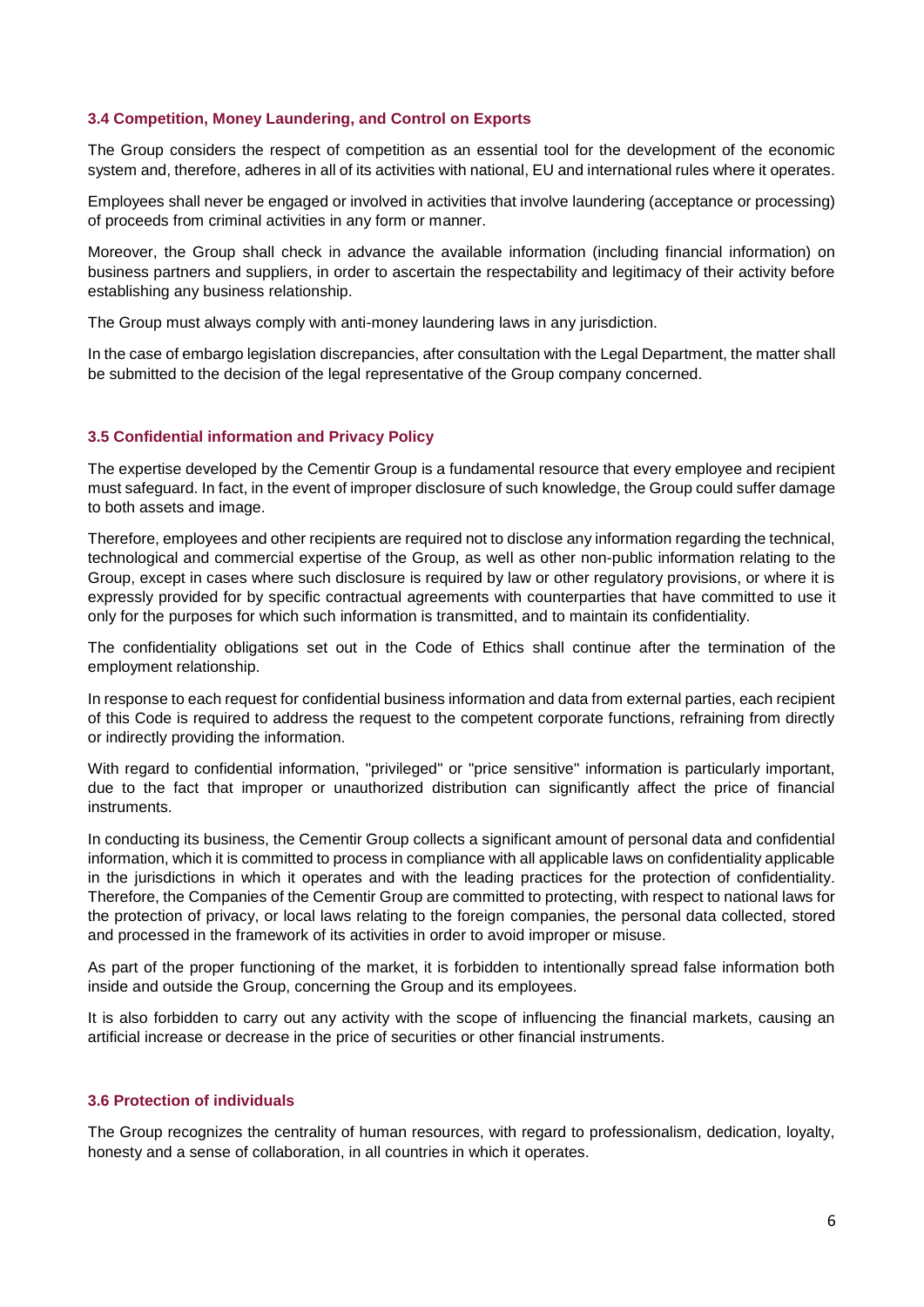### 3.4 Competition, Money Laundering, and Control on Exports

The Group considers the respect of competition as an essential tool for the development of the economic system and, therefore, adheres in all of its activities with national, EU and international rules where it operates.

Employees shall never be engaged or involved in activities that involve laundering (acceptance or processing) of proceeds from criminal activities in any form or manner.

Moreover, the Group shall check in advance the available information (including financial information) on business partners and suppliers, in order to ascertain the respectability and legitimacy of their activity before establishing any business relationship.

The Group must always comply with anti-money laundering laws in any jurisdiction.

In the case of embargo legislation discrepancies, after consultation with the Legal Department, the matter shall be submitted to the decision of the legal representative of the Group company concerned.

### 3.5 Confidential information and Privacy Policy

The expertise developed by the Cementir Group is a fundamental resource that every employee and recipient must safeguard. In fact, in the event of improper disclosure of such knowledge, the Group could suffer damage to both assets and image.

Therefore, employees and other recipients are required not to disclose any information regarding the technical, technological and commercial expertise of the Group, as well as other non-public information relating to the Group, except in cases where such disclosure is required by law or other regulatory provisions, or where it is expressly provided for by specific contractual agreements with counterparties that have committed to use it only for the purposes for which such information is transmitted, and to maintain its confidentiality.

The confidentiality obligations set out in the Code of Ethics shall continue after the termination of the employment relationship.

In response to each request for confidential business information and data from external parties, each recipient of this Code is required to address the request to the competent corporate functions, refraining from directly or indirectly providing the information.

With regard to confidential information, "privileged" or "price sensitive" information is particularly important, due to the fact that improper or unauthorized distribution can significantly affect the price of financial instruments.

In conducting its business, the Cementir Group collects a significant amount of personal data and confidential information, which it is committed to process in compliance with all applicable laws on confidentiality applicable in the jurisdictions in which it operates and with the leading practices for the protection of confidentiality. Therefore, the Companies of the Cementir Group are committed to protecting, with respect to national laws for the protection of privacy, or local laws relating to the foreign companies, the personal data collected, stored and processed in the framework of its activities in order to avoid improper or misuse.

As part of the proper functioning of the market, it is forbidden to intentionally spread false information both inside and outside the Group, concerning the Group and its employees.

It is also forbidden to carry out any activity with the scope of influencing the financial markets, causing an artificial increase or decrease in the price of securities or other financial instruments.

### 3.6 Protection of individuals

The Group recognizes the centrality of human resources, with regard to professionalism, dedication, loyalty, honesty and a sense of collaboration, in all countries in which it operates.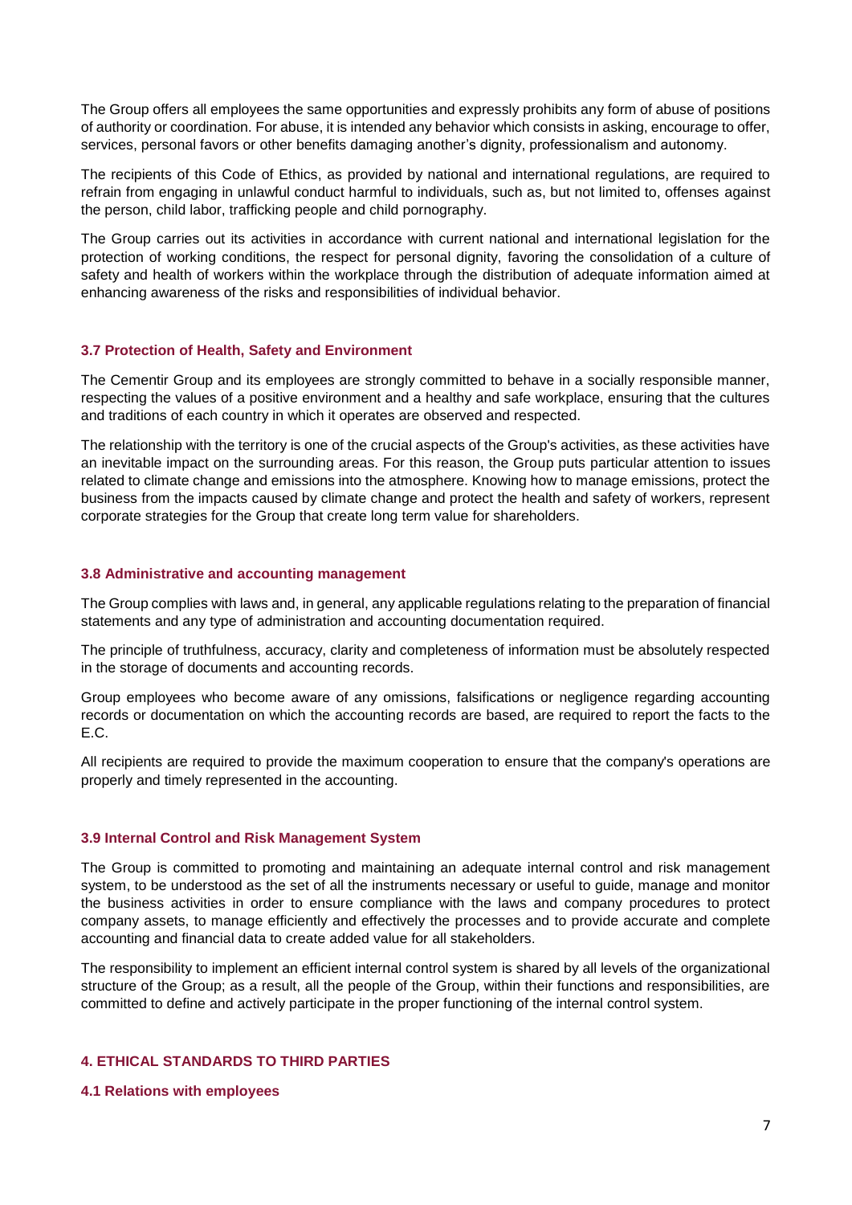The Group offers all employees the same opportunities and expressly prohibits any form of abuse of positions of authority or coordination. For abuse, it is intended any behavior which consists in asking, encourage to offer, services, personal favors or other benefits damaging another's dignity, professionalism and autonomy.

The recipients of this Code of Ethics, as provided by national and international regulations, are required to refrain from engaging in unlawful conduct harmful to individuals, such as, but not limited to, offenses against the person, child labor, trafficking people and child pornography.

The Group carries out its activities in accordance with current national and international legislation for the protection of working conditions, the respect for personal dignity, favoring the consolidation of a culture of safety and health of workers within the workplace through the distribution of adequate information aimed at enhancing awareness of the risks and responsibilities of individual behavior.

### 3.7 Protection of Health, Safety and Environment

The Cementir Group and its employees are strongly committed to behave in a socially responsible manner, respecting the values of a positive environment and a healthy and safe workplace, ensuring that the cultures and traditions of each country in which it operates are observed and respected.

The relationship with the territory is one of the crucial aspects of the Group's activities, as these activities have an inevitable impact on the surrounding areas. For this reason, the Group puts particular attention to issues related to climate change and emissions into the atmosphere. Knowing how to manage emissions, protect the business from the impacts caused by climate change and protect the health and safety of workers, represent corporate strategies for the Group that create long term value for shareholders.

### 3.8 Administrative and accounting management

The Group complies with laws and, in general, any applicable regulations relating to the preparation of financial statements and any type of administration and accounting documentation required.

The principle of truthfulness, accuracy, clarity and completeness of information must be absolutely respected in the storage of documents and accounting records.

Group employees who become aware of any omissions, falsifications or negligence regarding accounting records or documentation on which the accounting records are based, are required to report the facts to the E.C.

All recipients are required to provide the maximum cooperation to ensure that the company's operations are properly and timely represented in the accounting.

### 3.9 Internal Control and Risk Management System

The Group is committed to promoting and maintaining an adequate internal control and risk management system, to be understood as the set of all the instruments necessary or useful to guide, manage and monitor the business activities in order to ensure compliance with the laws and company procedures to protect company assets, to manage efficiently and effectively the processes and to provide accurate and complete accounting and financial data to create added value for all stakeholders.

The responsibility to implement an efficient internal control system is shared by all levels of the organizational structure of the Group; as a result, all the people of the Group, within their functions and responsibilities, are committed to define and actively participate in the proper functioning of the internal control system.

## 4. ETHICAL STANDARDS TO THIRD PARTIES

### 4.1 Relations with employees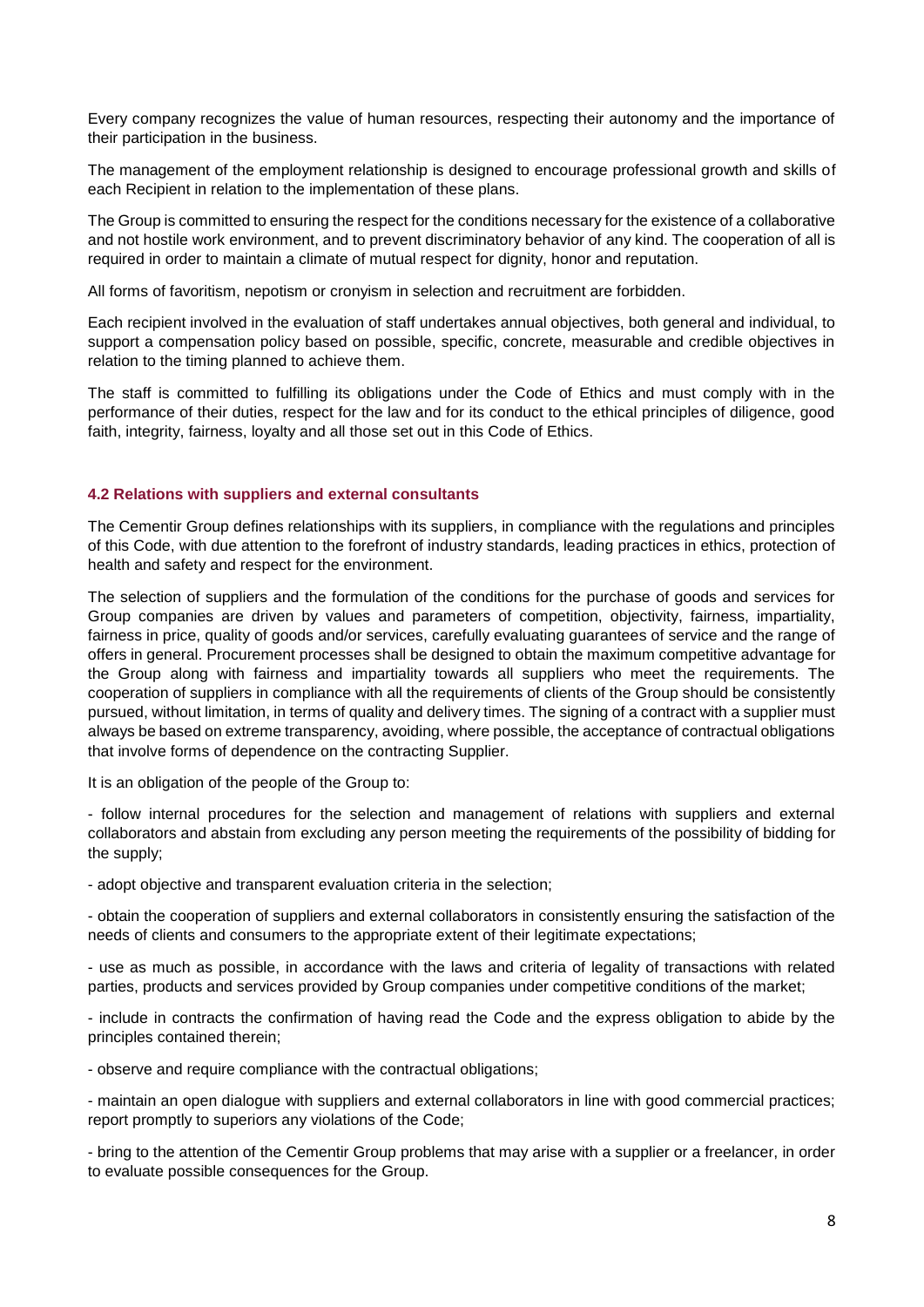Every company recognizes the value of human resources, respecting their autonomy and the importance of their participation in the business.

The management of the employment relationship is designed to encourage professional growth and skills of each Recipient in relation to the implementation of these plans.

The Group is committed to ensuring the respect for the conditions necessary for the existence of a collaborative and not hostile work environment, and to prevent discriminatory behavior of any kind. The cooperation of all is required in order to maintain a climate of mutual respect for dignity, honor and reputation.

All forms of favoritism, nepotism or cronyism in selection and recruitment are forbidden.

Each recipient involved in the evaluation of staff undertakes annual objectives, both general and individual, to support a compensation policy based on possible, specific, concrete, measurable and credible objectives in relation to the timing planned to achieve them.

The staff is committed to fulfilling its obligations under the Code of Ethics and must comply with in the performance of their duties, respect for the law and for its conduct to the ethical principles of diligence, good faith, integrity, fairness, loyalty and all those set out in this Code of Ethics.

### 4.2 Relations with suppliers and external consultants

The Cementir Group defines relationships with its suppliers, in compliance with the regulations and principles of this Code, with due attention to the forefront of industry standards, leading practices in ethics, protection of health and safety and respect for the environment.

The selection of suppliers and the formulation of the conditions for the purchase of goods and services for Group companies are driven by values and parameters of competition, objectivity, fairness, impartiality, fairness in price, quality of goods and/or services, carefully evaluating guarantees of service and the range of offers in general. Procurement processes shall be designed to obtain the maximum competitive advantage for the Group along with fairness and impartiality towards all suppliers who meet the requirements. The cooperation of suppliers in compliance with all the requirements of clients of the Group should be consistently pursued, without limitation, in terms of quality and delivery times. The signing of a contract with a supplier must always be based on extreme transparency, avoiding, where possible, the acceptance of contractual obligations that involve forms of dependence on the contracting Supplier.

It is an obligation of the people of the Group to:

- follow internal procedures for the selection and management of relations with suppliers and external collaborators and abstain from excluding any person meeting the requirements of the possibility of bidding for the supply;

- adopt objective and transparent evaluation criteria in the selection;

- obtain the cooperation of suppliers and external collaborators in consistently ensuring the satisfaction of the needs of clients and consumers to the appropriate extent of their legitimate expectations;

- use as much as possible, in accordance with the laws and criteria of legality of transactions with related parties, products and services provided by Group companies under competitive conditions of the market;

- include in contracts the confirmation of having read the Code and the express obligation to abide by the principles contained therein;

- observe and require compliance with the contractual obligations;

- maintain an open dialogue with suppliers and external collaborators in line with good commercial practices; report promptly to superiors any violations of the Code;

- bring to the attention of the Cementir Group problems that may arise with a supplier or a freelancer, in order to evaluate possible consequences for the Group.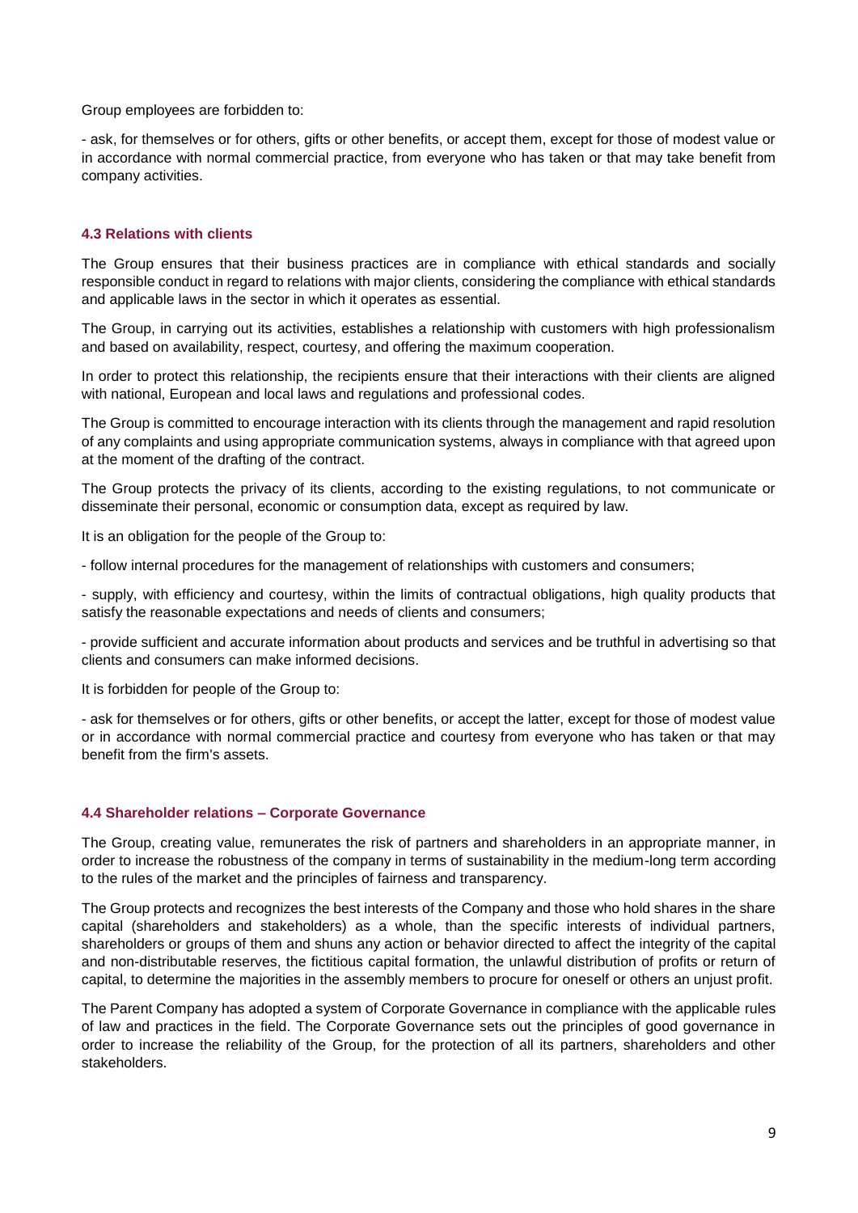Group employees are forbidden to:

- ask, for themselves or for others, gifts or other benefits, or accept them, except for those of modest value or in accordance with normal commercial practice, from everyone who has taken or that may take benefit from company activities.

### 4.3 Relations with clients

The Group ensures that their business practices are in compliance with ethical standards and socially responsible conduct in regard to relations with major clients, considering the compliance with ethical standards and applicable laws in the sector in which it operates as essential.

The Group, in carrying out its activities, establishes a relationship with customers with high professionalism and based on availability, respect, courtesy, and offering the maximum cooperation.

In order to protect this relationship, the recipients ensure that their interactions with their clients are aligned with national, European and local laws and regulations and professional codes.

The Group is committed to encourage interaction with its clients through the management and rapid resolution of any complaints and using appropriate communication systems, always in compliance with that agreed upon at the moment of the drafting of the contract.

The Group protects the privacy of its clients, according to the existing regulations, to not communicate or disseminate their personal, economic or consumption data, except as required by law.

It is an obligation for the people of the Group to:

- follow internal procedures for the management of relationships with customers and consumers;
- supply, with efficiency and courtesy, within the limits of contractual obligations, high quality products that satisfy the reasonable expectations and needs of clients and consumers;
- provide sufficient and accurate information about products and services and be truthful in advertising so that clients and consumers can make informed decisions.

It is forbidden for people of the Group to:

- ask for themselves or for others, gifts or other benefits, or accept the latter, except for those of modest value or in accordance with normal commercial practice and courtesy from everyone who has taken or that may benefit from the firm's assets.

### 4.4 Shareholder relations – Corporate Governance

The Group, creating value, remunerates the risk of partners and shareholders in an appropriate manner, in order to increase the robustness of the company in terms of sustainability in the medium-long term according to the rules of the market and the principles of fairness and transparency.

The Group protects and recognizes the best interests of the Company and those who hold shares in the share capital (shareholders and stakeholders) as a whole, than the specific interests of individual partners, shareholders or groups of them and shuns any action or behavior directed to affect the integrity of the capital and non-distributable reserves, the fictitious capital formation, the unlawful distribution of profits or return of capital, to determine the majorities in the assembly members to procure for oneself or others an unjust profit.

The Parent Company has adopted a system of Corporate Governance in compliance with the applicable rules of law and practices in the field. The Corporate Governance sets out the principles of good governance in order to increase the reliability of the Group, for the protection of all its partners, shareholders and other stakeholders.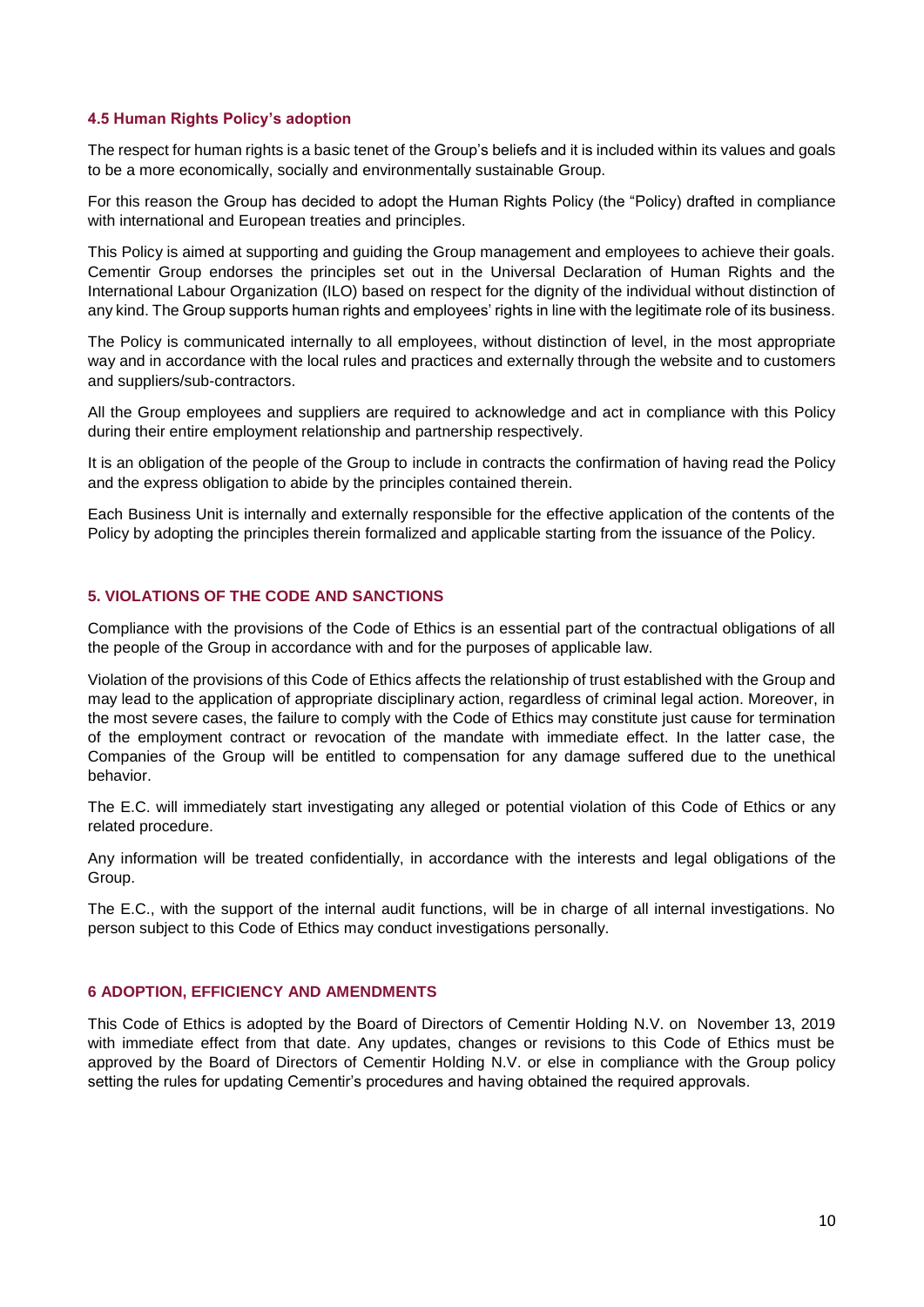### 4.5 Human Rights Policy's adoption

The respect for human rights is a basic tenet of the Group's beliefs and it is included within its values and goals to be a more economically, socially and environmentally sustainable Group.

For this reason the Group has decided to adopt the Human Rights Policy (the "Policy) drafted in compliance with international and European treaties and principles.

This Policy is aimed at supporting and guiding the Group management and employees to achieve their goals. Cementir Group endorses the principles set out in the Universal Declaration of Human Rights and the International Labour Organization (ILO) based on respect for the dignity of the individual without distinction of any kind. The Group supports human rights and employees' rights in line with the legitimate role of its business.

The Policy is communicated internally to all employees, without distinction of level, in the most appropriate way and in accordance with the local rules and practices and externally through the website and to customers and suppliers/sub-contractors.

All the Group employees and suppliers are required to acknowledge and act in compliance with this Policy during their entire employment relationship and partnership respectively.

It is an obligation of the people of the Group to include in contracts the confirmation of having read the Policy and the express obligation to abide by the principles contained therein.

Each Business Unit is internally and externally responsible for the effective application of the contents of the Policy by adopting the principles therein formalized and applicable starting from the issuance of the Policy.

## 5. VIOLATIONS OF THE CODE AND SANCTIONS

Compliance with the provisions of the Code of Ethics is an essential part of the contractual obligations of all the people of the Group in accordance with and for the purposes of applicable law.

Violation of the provisions of this Code of Ethics affects the relationship of trust established with the Group and may lead to the application of appropriate disciplinary action, regardless of criminal legal action. Moreover, in the most severe cases, the failure to comply with the Code of Ethics may constitute just cause for termination of the employment contract or revocation of the mandate with immediate effect. In the latter case, the Companies of the Group will be entitled to compensation for any damage suffered due to the unethical behavior.

The E.C. will immediately start investigating any alleged or potential violation of this Code of Ethics or any related procedure.

Any information will be treated confidentially, in accordance with the interests and legal obligations of the Group.

The E.C., with the support of the internal audit functions, will be in charge of all internal investigations. No person subject to this Code of Ethics may conduct investigations personally.

## 6 ADOPTION, EFFICIENCY AND AMENDMENTS

This Code of Ethics is adopted by the Board of Directors of Cementir Holding N.V. on November 13, 2019 with immediate effect from that date. Any updates, changes or revisions to this Code of Ethics must be approved by the Board of Directors of Cementir Holding N.V. or else in compliance with the Group policy setting the rules for updating Cementir's procedures and having obtained the required approvals.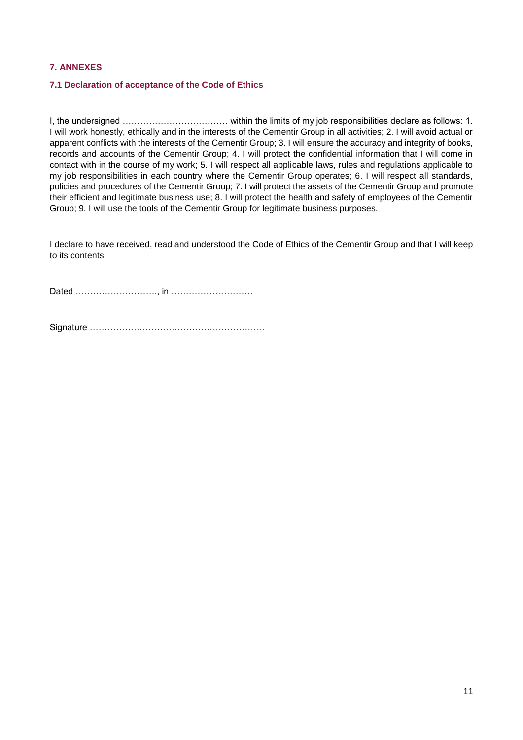## 7. ANNEXES

### 7.1 Declaration of acceptance of the Code of Ethics

I, the undersigned ……………………………… within the limits of my job responsibilities declare as follows: 1. I will work honestly, ethically and in the interests of the Cementir Group in all activities; 2. I will avoid actual or apparent conflicts with the interests of the Cementir Group; 3. I will ensure the accuracy and integrity of books, records and accounts of the Cementir Group; 4. I will protect the confidential information that I will come in contact with in the course of my work; 5. I will respect all applicable laws, rules and regulations applicable to my job responsibilities in each country where the Cementir Group operates; 6. I will respect all standards, policies and procedures of the Cementir Group; 7. I will protect the assets of the Cementir Group and promote their efficient and legitimate business use; 8. I will protect the health and safety of employees of the Cementir Group; 9. I will use the tools of the Cementir Group for legitimate business purposes.

I declare to have received, read and understood the Code of Ethics of the Cementir Group and that I will keep to its contents.

Dated ………………………., in ………………………

Signature ……………………………………………………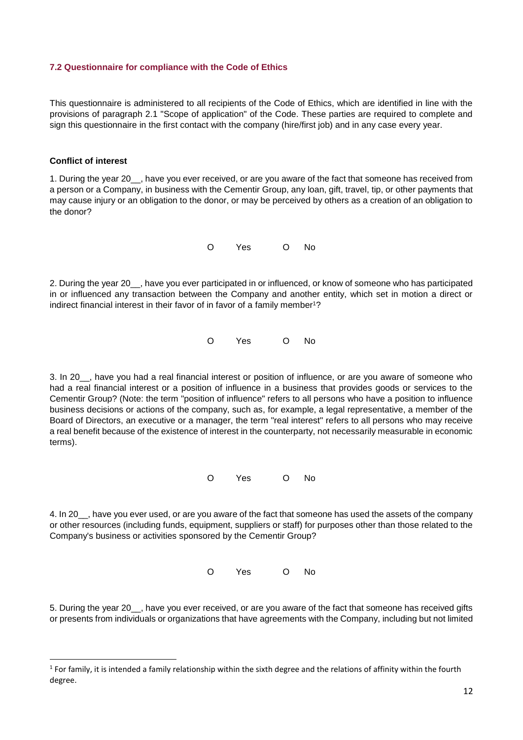### 7.2 Questionnaire for compliance with the Code of Ethics

This questionnaire is administered to all recipients of the Code of Ethics, which are identified in line with the provisions of paragraph 2.1 "Scope of application" of the Code. These parties are required to complete and sign this questionnaire in the first contact with the company (hire/first job) and in any case every year.

**Conflict of interest**

1. During the year 20__, have you ever received, or are you aware of the fact that someone has received from a person or a Company, in business with the Cementir Group, any loan, gift, travel, tip, or other payments that may cause injury or an obligation to the donor, or may be perceived by others as a creation of an obligation to the donor?

O Yes O No

2. During the year 20__, have you ever participated in or influenced, or know of someone who has participated in or influenced any transaction between the Company and another entity, which set in motion a direct or indirect financial interest in their favor of in favor of a family member[1]?

O Yes O No

3. In 20__, have you had a real financial interest or position of influence, or are you aware of someone who had a real financial interest or a position of influence in a business that provides goods or services to the Cementir Group? (Note: the term "position of influence" refers to all persons who have a position to influence business decisions or actions of the company, such as, for example, a legal representative, a member of the Board of Directors, an executive or a manager, the term "real interest" refers to all persons who may receive a real benefit because of the existence of interest in the counterparty, not necessarily measurable in economic terms).

O Yes O No

4. In 20__, have you ever used, or are you aware of the fact that someone has used the assets of the company or other resources (including funds, equipment, suppliers or staff) for purposes other than those related to the Company's business or activities sponsored by the Cementir Group?

O Yes O No

5. During the year 20__, have you ever received, or are you aware of the fact that someone has received gifts or presents from individuals or organizations that have agreements with the Company, including but not limited

[1] For family, it is intended a family relationship within the sixth degree and the relations of affinity within the fourth degree.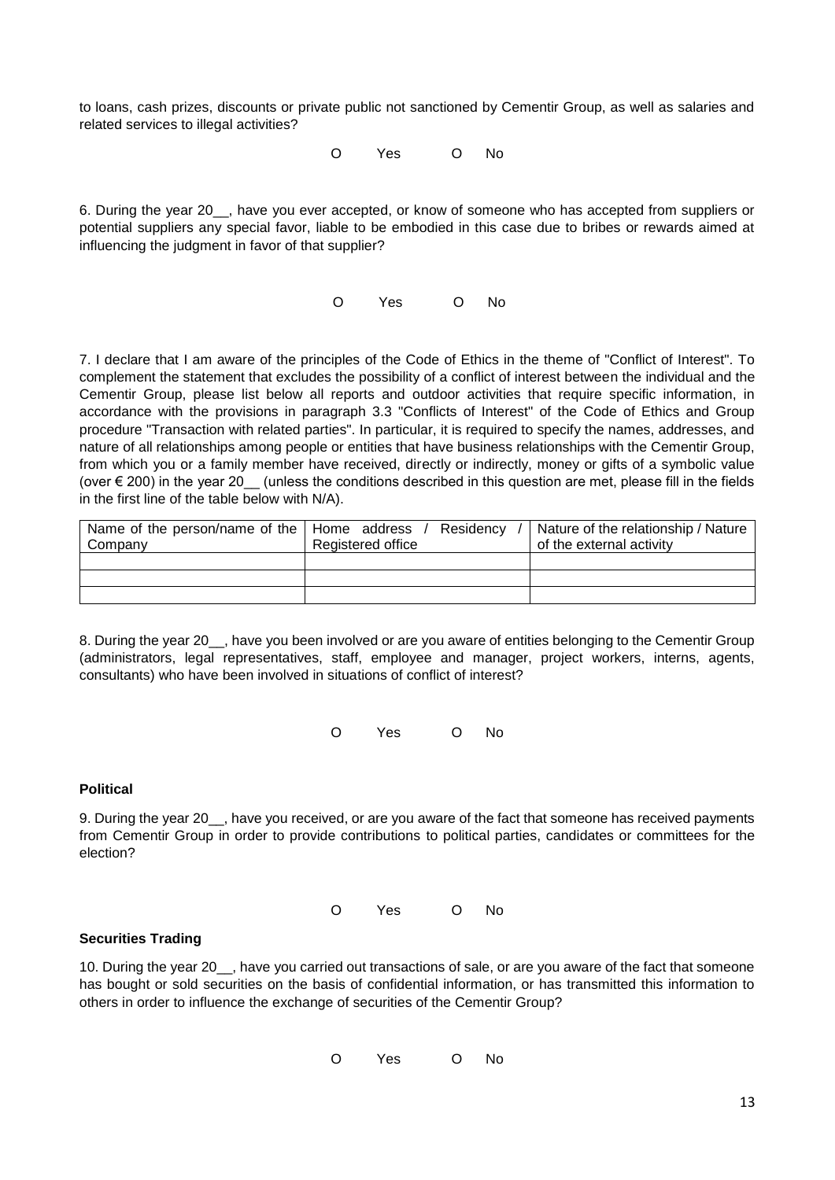to loans, cash prizes, discounts or private public not sanctioned by Cementir Group, as well as salaries and related services to illegal activities?

O Yes O No

6. During the year 20__, have you ever accepted, or know of someone who has accepted from suppliers or potential suppliers any special favor, liable to be embodied in this case due to bribes or rewards aimed at influencing the judgment in favor of that supplier?

O Yes O No

7. I declare that I am aware of the principles of the Code of Ethics in the theme of "Conflict of Interest". To complement the statement that excludes the possibility of a conflict of interest between the individual and the Cementir Group, please list below all reports and outdoor activities that require specific information, in accordance with the provisions in paragraph 3.3 "Conflicts of Interest" of the Code of Ethics and Group procedure "Transaction with related parties". In particular, it is required to specify the names, addresses, and nature of all relationships among people or entities that have business relationships with the Cementir Group, from which you or a family member have received, directly or indirectly, money or gifts of a symbolic value (over € 200) in the year 20__ (unless the conditions described in this question are met, please fill in the fields in the first line of the table below with N/A).

| Name of the person/name of the Company | Home address / Residency / Registered office | Nature of the relationship / Nature of the external activity |
|---|---|---|
| | | |
| | | |
| | | |

8. During the year 20__, have you been involved or are you aware of entities belonging to the Cementir Group (administrators, legal representatives, staff, employee and manager, project workers, interns, agents, consultants) who have been involved in situations of conflict of interest?

O Yes O No

**Political**

9. During the year 20__, have you received, or are you aware of the fact that someone has received payments from Cementir Group in order to provide contributions to political parties, candidates or committees for the election?

O Yes O No

**Securities Trading**

10. During the year 20__, have you carried out transactions of sale, or are you aware of the fact that someone has bought or sold securities on the basis of confidential information, or has transmitted this information to others in order to influence the exchange of securities of the Cementir Group?

O Yes O No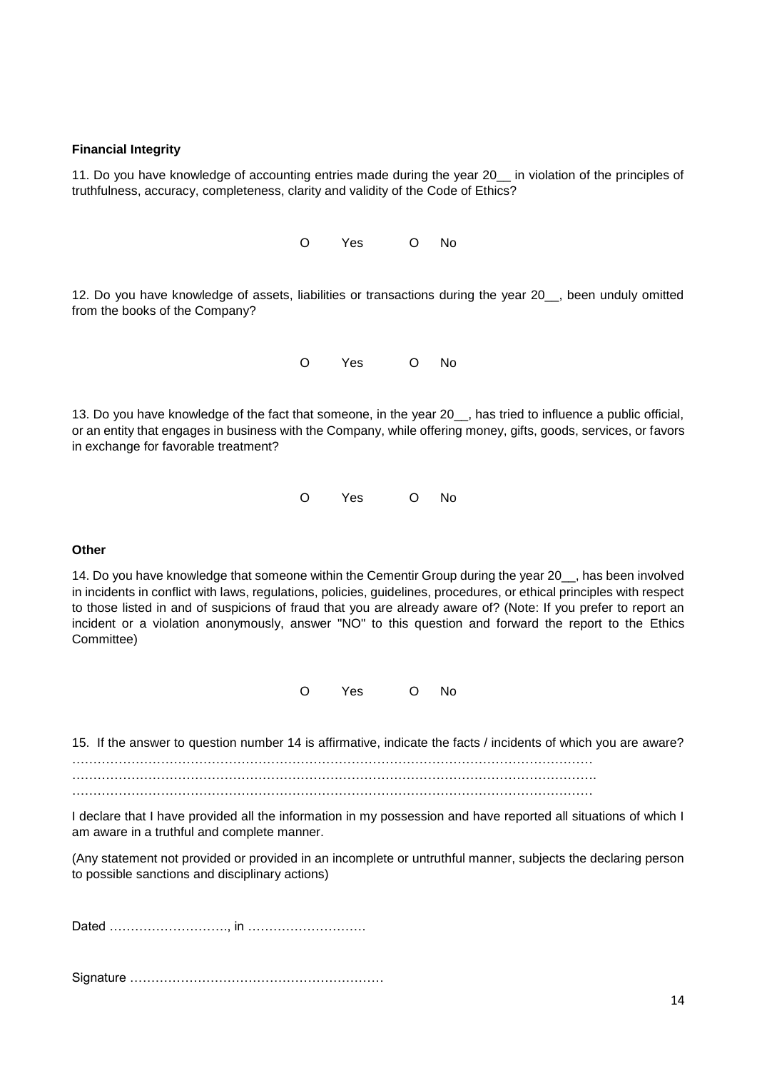**Financial Integrity**

11. Do you have knowledge of accounting entries made during the year 20__ in violation of the principles of truthfulness, accuracy, completeness, clarity and validity of the Code of Ethics?

O Yes O No

12. Do you have knowledge of assets, liabilities or transactions during the year 20__, been unduly omitted from the books of the Company?

O Yes O No

13. Do you have knowledge of the fact that someone, in the year 20__, has tried to influence a public official, or an entity that engages in business with the Company, while offering money, gifts, goods, services, or favors in exchange for favorable treatment?

O Yes O No

**Other**

14. Do you have knowledge that someone within the Cementir Group during the year 20__, has been involved in incidents in conflict with laws, regulations, policies, guidelines, procedures, or ethical principles with respect to those listed in and of suspicions of fraud that you are already aware of? (Note: If you prefer to report an incident or a violation anonymously, answer "NO" to this question and forward the report to the Ethics Committee)

O Yes O No

15. If the answer to question number 14 is affirmative, indicate the facts / incidents of which you are aware?

…………………………………………………………………………………………………………
………………………………………………………………………………………………………….
…………………………………………………………………………………………………………

I declare that I have provided all the information in my possession and have reported all situations of which I am aware in a truthful and complete manner.

(Any statement not provided or provided in an incomplete or untruthful manner, subjects the declaring person to possible sanctions and disciplinary actions)

Dated ………………………., in ……………………….

Signature ……………………………………………………